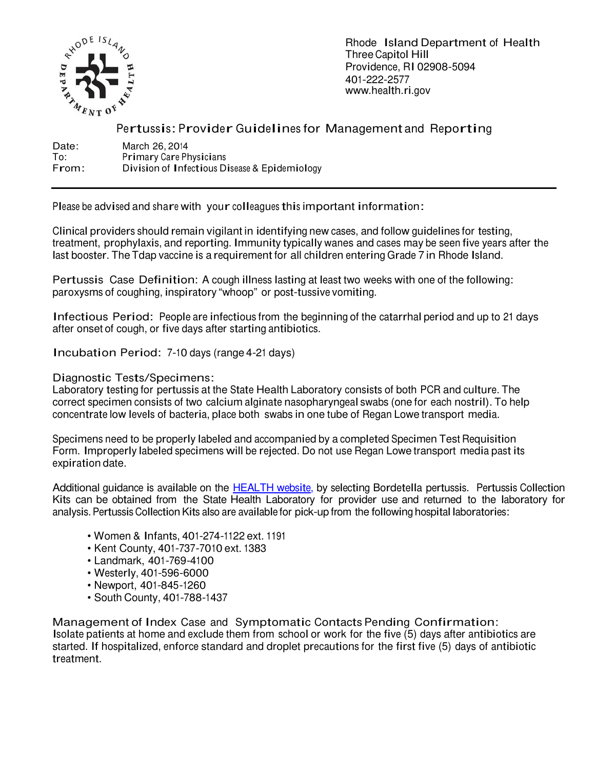Rhode Island Department of Health
Three Capitol Hill
Providence, RI 02908-5094
401-222-2577
www.health.ri.gov

# Pertussis: Provider Guidelines for Management and Reporting

Date: March 26, 2014
To: Primary Care Physicians
From: Division of Infectious Disease & Epidemiology

---

Please be advised and share with your colleagues this important information:

Clinical providers should remain vigilant in identifying new cases, and follow guidelines for testing, treatment, prophylaxis, and reporting. Immunity typically wanes and cases may be seen five years after the last booster. The Tdap vaccine is a requirement for all children entering Grade 7 in Rhode Island.

**Pertussis Case Definition:** A cough illness lasting at least two weeks with one of the following: paroxysms of coughing, inspiratory "whoop" or post-tussive vomiting.

**Infectious Period:** People are infectious from the beginning of the catarrhal period and up to 21 days after onset of cough, or five days after starting antibiotics.

**Incubation Period:** 7-10 days (range 4-21 days)

**Diagnostic Tests/Specimens:**
Laboratory testing for pertussis at the State Health Laboratory consists of both PCR and culture. The correct specimen consists of two calcium alginate nasopharyngeal swabs (one for each nostril). To help concentrate low levels of bacteria, place both swabs in one tube of Regan Lowe transport media.

Specimens need to be properly labeled and accompanied by a completed Specimen Test Requisition Form. Improperly labeled specimens will be rejected. Do not use Regan Lowe transport media past its expiration date.

Additional guidance is available on the HEALTH website, by selecting Bordetella pertussis. Pertussis Collection Kits can be obtained from the State Health Laboratory for provider use and returned to the laboratory for analysis. Pertussis Collection Kits also are available for pick-up from the following hospital laboratories:

- Women & Infants, 401-274-1122 ext. 1191
- Kent County, 401-737-7010 ext. 1383
- Landmark, 401-769-4100
- Westerly, 401-596-6000
- Newport, 401-845-1260
- South County, 401-788-1437

**Management of Index Case and Symptomatic Contacts Pending Confirmation:**
Isolate patients at home and exclude them from school or work for the five (5) days after antibiotics are started. If hospitalized, enforce standard and droplet precautions for the first five (5) days of antibiotic treatment.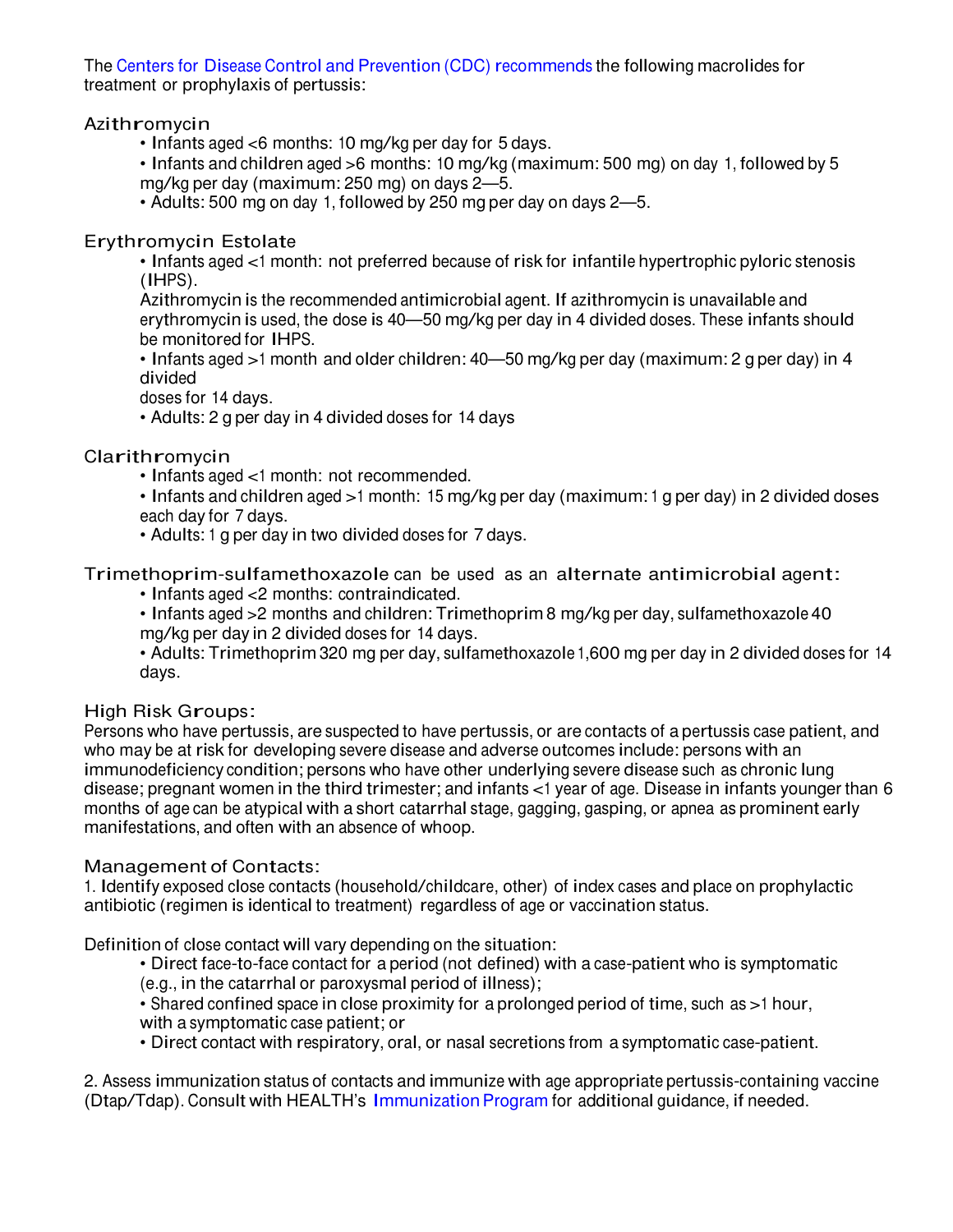The Centers for Disease Control and Prevention (CDC) recommends the following macrolides for treatment or prophylaxis of pertussis:

### Azithromycin

- Infants aged <6 months: 10 mg/kg per day for 5 days.
- Infants and children aged >6 months: 10 mg/kg (maximum: 500 mg) on day 1, followed by 5 mg/kg per day (maximum: 250 mg) on days 2—5.
- Adults: 500 mg on day 1, followed by 250 mg per day on days 2—5.

### Erythromycin Estolate

- Infants aged <1 month: not preferred because of risk for infantile hypertrophic pyloric stenosis (IHPS).
  Azithromycin is the recommended antimicrobial agent. If azithromycin is unavailable and erythromycin is used, the dose is 40—50 mg/kg per day in 4 divided doses. These infants should be monitored for IHPS.
- Infants aged >1 month and older children: 40—50 mg/kg per day (maximum: 2 g per day) in 4 divided doses for 14 days.
- Adults: 2 g per day in 4 divided doses for 14 days

### Clarithromycin

- Infants aged <1 month: not recommended.
- Infants and children aged >1 month: 15 mg/kg per day (maximum: 1 g per day) in 2 divided doses each day for 7 days.
- Adults: 1 g per day in two divided doses for 7 days.

### Trimethoprim-sulfamethoxazole can be used as an alternate antimicrobial agent:

- Infants aged <2 months: contraindicated.
- Infants aged >2 months and children: Trimethoprim 8 mg/kg per day, sulfamethoxazole 40 mg/kg per day in 2 divided doses for 14 days.
- Adults: Trimethoprim 320 mg per day, sulfamethoxazole 1,600 mg per day in 2 divided doses for 14 days.

### High Risk Groups:

Persons who have pertussis, are suspected to have pertussis, or are contacts of a pertussis case patient, and who may be at risk for developing severe disease and adverse outcomes include: persons with an immunodeficiency condition; persons who have other underlying severe disease such as chronic lung disease; pregnant women in the third trimester; and infants <1 year of age. Disease in infants younger than 6 months of age can be atypical with a short catarrhal stage, gagging, gasping, or apnea as prominent early manifestations, and often with an absence of whoop.

### Management of Contacts:

1. Identify exposed close contacts (household/childcare, other) of index cases and place on prophylactic antibiotic (regimen is identical to treatment) regardless of age or vaccination status.

Definition of close contact will vary depending on the situation:

- Direct face-to-face contact for a period (not defined) with a case-patient who is symptomatic (e.g., in the catarrhal or paroxysmal period of illness);
- Shared confined space in close proximity for a prolonged period of time, such as >1 hour, with a symptomatic case patient; or
- Direct contact with respiratory, oral, or nasal secretions from a symptomatic case-patient.

2. Assess immunization status of contacts and immunize with age appropriate pertussis-containing vaccine (Dtap/Tdap). Consult with HEALTH's Immunization Program for additional guidance, if needed.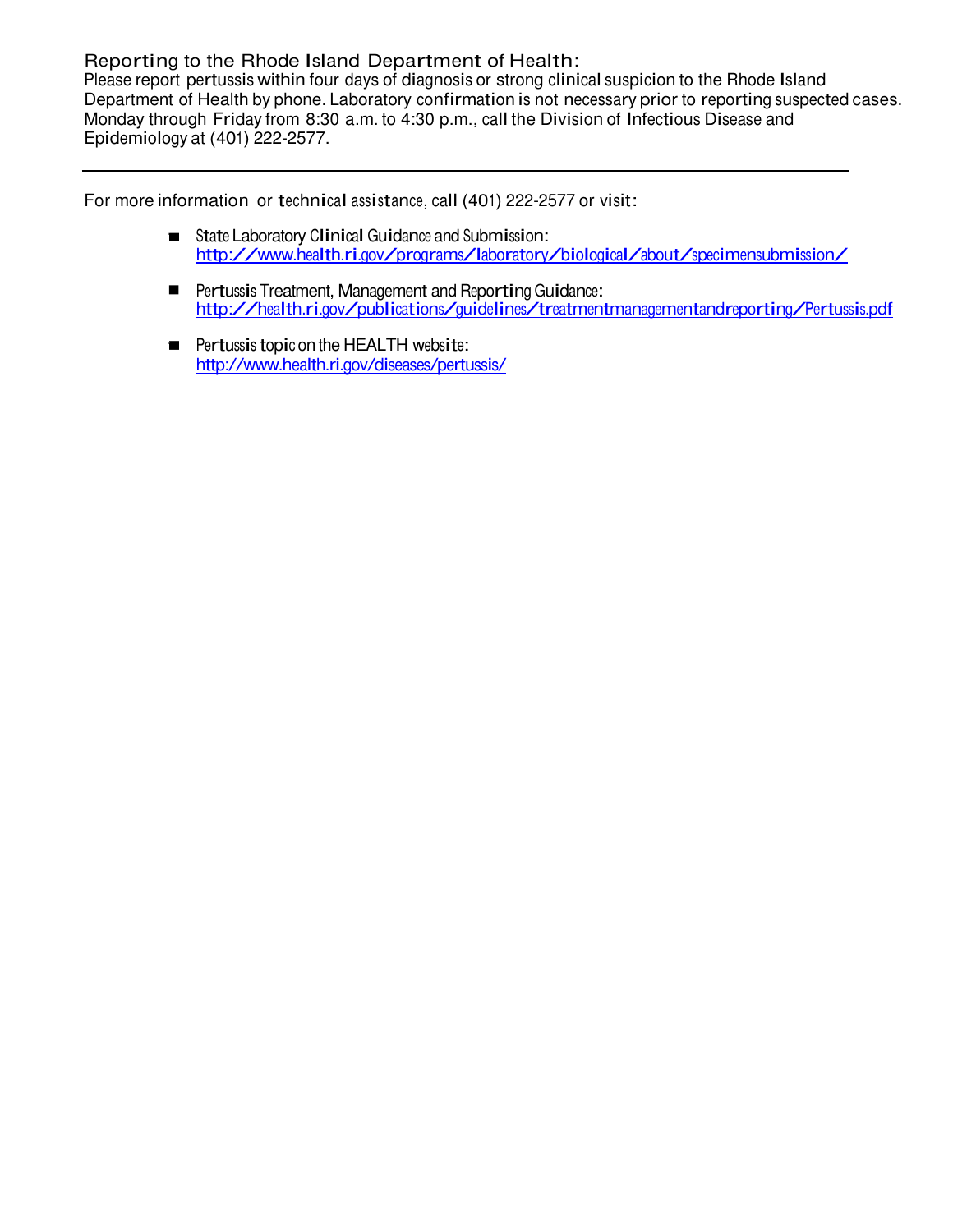### Reporting to the Rhode Island Department of Health:

Please report pertussis within four days of diagnosis or strong clinical suspicion to the Rhode Island Department of Health by phone. Laboratory confirmation is not necessary prior to reporting suspected cases. Monday through Friday from 8:30 a.m. to 4:30 p.m., call the Division of Infectious Disease and Epidemiology at (401) 222-2577.

---

For more information or technical assistance, call (401) 222-2577 or visit:

- State Laboratory Clinical Guidance and Submission:
  http://www.health.ri.gov/programs/laboratory/biological/about/specimensubmission/

- Pertussis Treatment, Management and Reporting Guidance:
  http://health.ri.gov/publications/guidelines/treatmentmanagementandreporting/Pertussis.pdf

- Pertussis topic on the HEALTH website:
  http://www.health.ri.gov/diseases/pertussis/